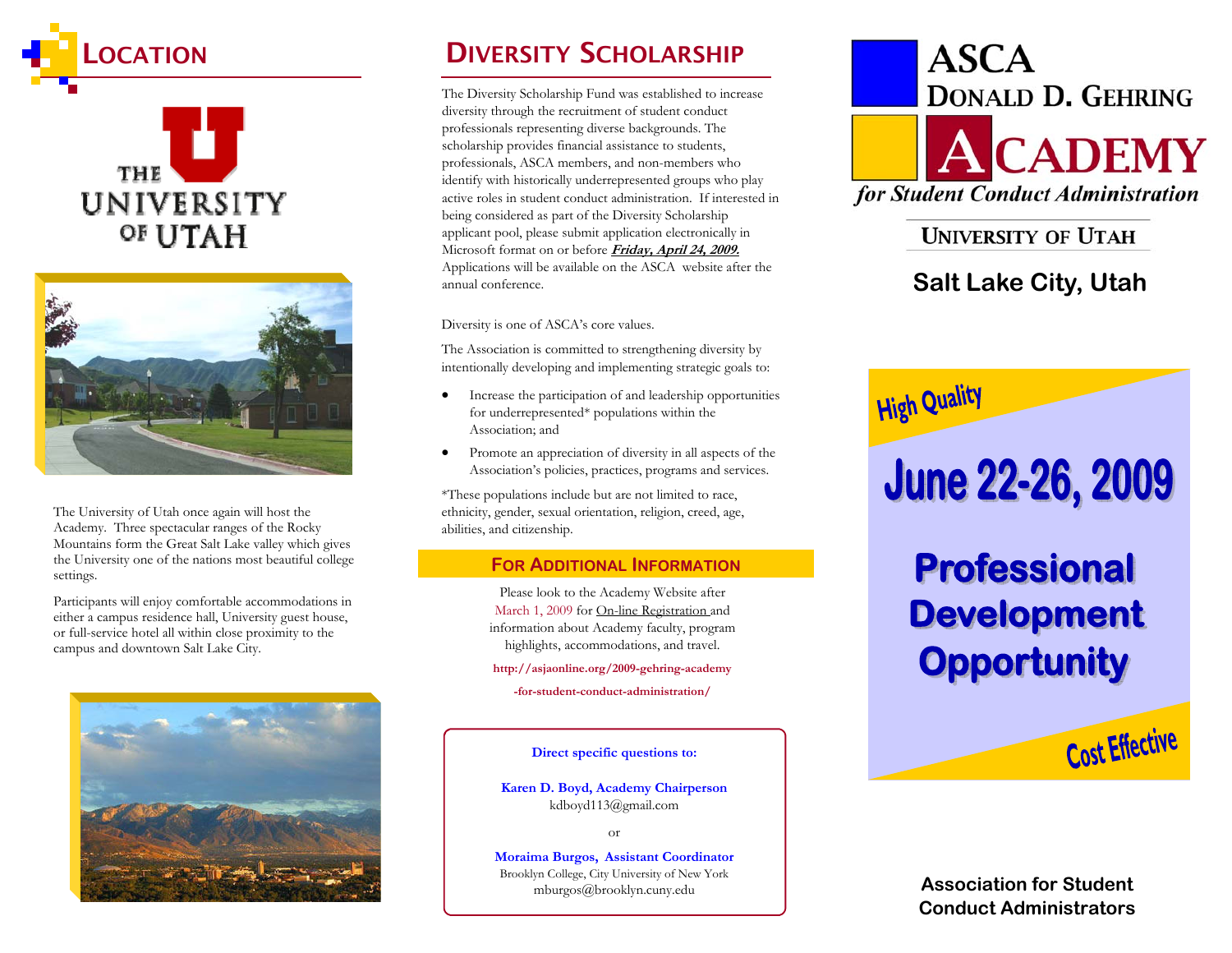## Location

THE UNIVERSITY OF UTAH

The University of Utah once again will host the Academy. Three spectacular ranges of the Rocky Mountains form the Great Salt Lake valley which gives the University one of the nations most beautiful college settings.

Participants will enjoy comfortable accommodations in either a campus residence hall, University guest house, or full-service hotel all within close proximity to the campus and downtown Salt Lake City.

## Diversity Scholarship

The Diversity Scholarship Fund was established to increase diversity through the recruitment of student conduct professionals representing diverse backgrounds. The scholarship provides financial assistance to students, professionals, ASCA members, and non-members who identify with historically underrepresented groups who play active roles in student conduct administration. If interested in being considered as part of the Diversity Scholarship applicant pool, please submit application electronically in Microsoft format on or before ***Friday, April 24, 2009.*** Applications will be available on the ASCA website after the annual conference.

Diversity is one of ASCA's core values.

The Association is committed to strengthening diversity by intentionally developing and implementing strategic goals to:

- Increase the participation of and leadership opportunities for underrepresented* populations within the Association; and
- Promote an appreciation of diversity in all aspects of the Association's policies, practices, programs and services.

*These populations include but are not limited to race, ethnicity, gender, sexual orientation, religion, creed, age, abilities, and citizenship.

### For Additional Information

Please look to the Academy Website after March 1, 2009 for On-line Registration and information about Academy faculty, program highlights, accommodations, and travel.

**http://asjaonline.org/2009-gehring-academy-for-student-conduct-administration/**

**Direct specific questions to:**

**Karen D. Boyd, Academy Chairperson**
kdboyd113@gmail.com

or

**Moraima Burgos, Assistant Coordinator**
Brooklyn College, City University of New York
mburgos@brooklyn.cuny.edu

# ASCA Donald D. Gehring Academy
## *for Student Conduct Administration*

UNIVERSITY OF UTAH

**Salt Lake City, Utah**

High Quality

# June 22-26, 2009

## Professional Development Opportunity

Cost Effective

**Association for Student Conduct Administrators**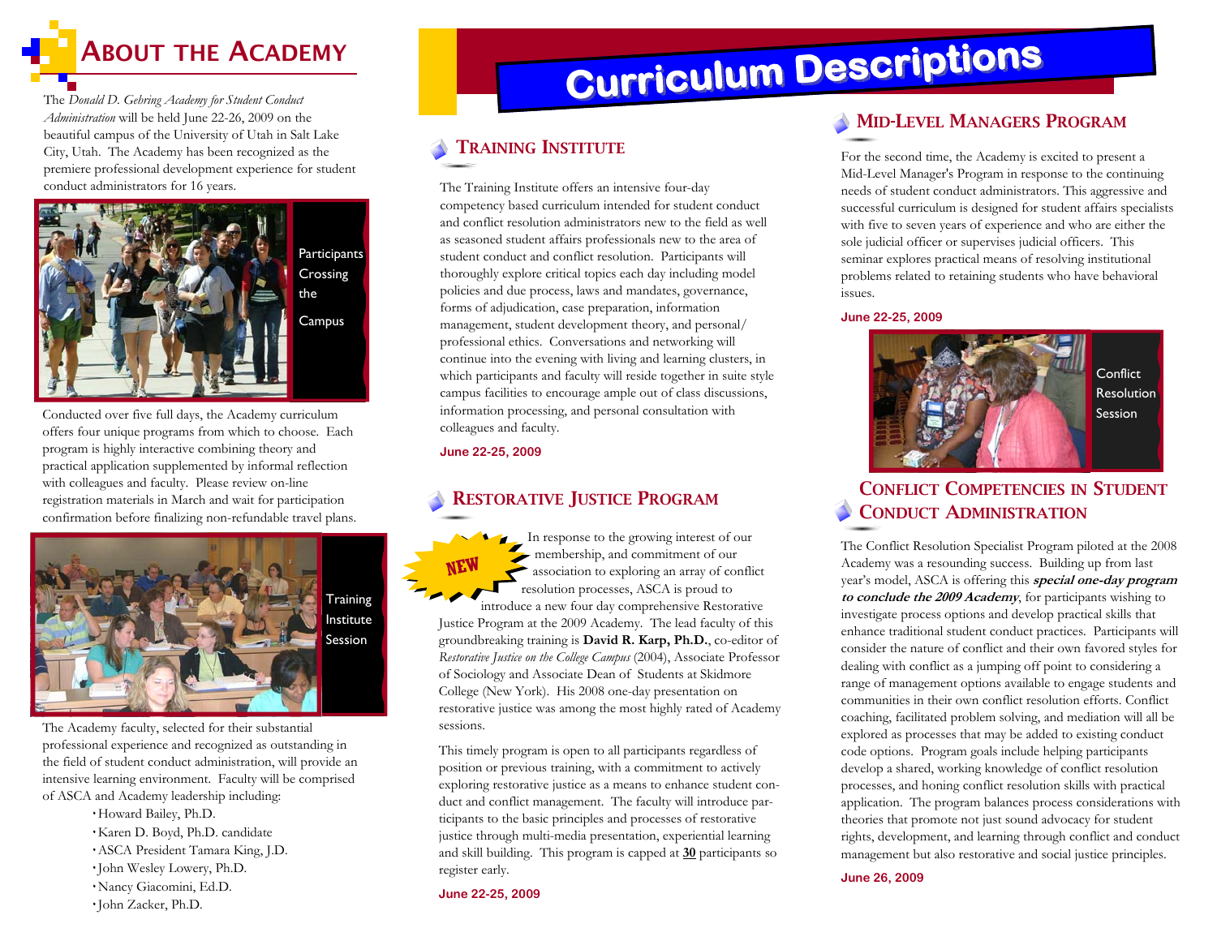## About the Academy

The *Donald D. Gehring Academy for Student Conduct Administration* will be held June 22-26, 2009 on the beautiful campus of the University of Utah in Salt Lake City, Utah. The Academy has been recognized as the premiere professional development experience for student conduct administrators for 16 years.

Participants Crossing the Campus

Conducted over five full days, the Academy curriculum offers four unique programs from which to choose. Each program is highly interactive combining theory and practical application supplemented by informal reflection with colleagues and faculty. Please review on-line registration materials in March and wait for participation confirmation before finalizing non-refundable travel plans.

Training Institute Session

The Academy faculty, selected for their substantial professional experience and recognized as outstanding in the field of student conduct administration, will provide an intensive learning environment. Faculty will be comprised of ASCA and Academy leadership including:

- Howard Bailey, Ph.D.
- Karen D. Boyd, Ph.D. candidate
- ASCA President Tamara King, J.D.
- John Wesley Lowery, Ph.D.
- Nancy Giacomini, Ed.D.
- John Zacker, Ph.D.

# Curriculum Descriptions

## Training Institute

The Training Institute offers an intensive four-day competency based curriculum intended for student conduct and conflict resolution administrators new to the field as well as seasoned student affairs professionals new to the area of student conduct and conflict resolution. Participants will thoroughly explore critical topics each day including model policies and due process, laws and mandates, governance, forms of adjudication, case preparation, information management, student development theory, and personal/ professional ethics. Conversations and networking will continue into the evening with living and learning clusters, in which participants and faculty will reside together in suite style campus facilities to encourage ample out of class discussions, information processing, and personal consultation with colleagues and faculty.

**June 22-25, 2009**

## Restorative Justice Program

NEW

In response to the growing interest of our membership, and commitment of our association to exploring an array of conflict resolution processes, ASCA is proud to introduce a new four day comprehensive Restorative Justice Program at the 2009 Academy. The lead faculty of this groundbreaking training is **David R. Karp, Ph.D.**, co-editor of *Restorative Justice on the College Campus* (2004), Associate Professor of Sociology and Associate Dean of Students at Skidmore College (New York). His 2008 one-day presentation on restorative justice was among the most highly rated of Academy sessions.

This timely program is open to all participants regardless of position or previous training, with a commitment to actively exploring restorative justice as a means to enhance student conduct and conflict management. The faculty will introduce participants to the basic principles and processes of restorative justice through multi-media presentation, experiential learning and skill building. This program is capped at **30** participants so register early.

**June 22-25, 2009**

## Mid-Level Managers Program

For the second time, the Academy is excited to present a Mid-Level Manager's Program in response to the continuing needs of student conduct administrators. This aggressive and successful curriculum is designed for student affairs specialists with five to seven years of experience and who are either the sole judicial officer or supervises judicial officers. This seminar explores practical means of resolving institutional problems related to retaining students who have behavioral issues.

**June 22-25, 2009**

Conflict Resolution Session

## Conflict Competencies in Student Conduct Administration

The Conflict Resolution Specialist Program piloted at the 2008 Academy was a resounding success. Building up from last year's model, ASCA is offering this ***special one-day program to conclude the 2009 Academy***, for participants wishing to investigate process options and develop practical skills that enhance traditional student conduct practices. Participants will consider the nature of conflict and their own favored styles for dealing with conflict as a jumping off point to considering a range of management options available to engage students and communities in their own conflict resolution efforts. Conflict coaching, facilitated problem solving, and mediation will all be explored as processes that may be added to existing conduct code options. Program goals include helping participants develop a shared, working knowledge of conflict resolution processes, and honing conflict resolution skills with practical application. The program balances process considerations with theories that promote not just sound advocacy for student rights, development, and learning through conflict and conduct management but also restorative and social justice principles.

**June 26, 2009**